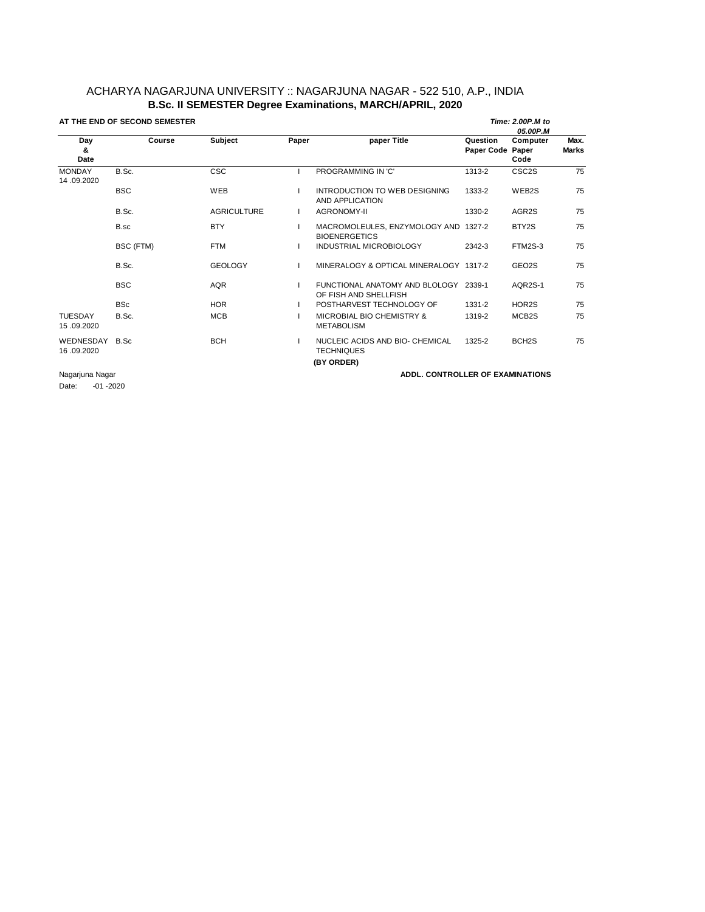# ACHARYA NAGARJUNA UNIVERSITY :: NAGARJUNA NAGAR - 522 510, A.P., INDIA

## B.Sc. II SEMESTER Degree Examinations, MARCH/APRIL, 2020

**AT THE END OF SECOND SEMESTER** ***Time: 2.00P.M to 05.00P.M***

| Day & Date | Course | Subject | Paper | paper Title | Question Paper Code | Computer Paper Code | Max. Marks |
|---|---|---|---|---|---|---|---|
| MONDAY 14 .09.2020 | B.Sc. | CSC | I | PROGRAMMING IN 'C' | 1313-2 | CSC2S | 75 |
| | BSC | WEB | I | INTRODUCTION TO WEB DESIGNING AND APPLICATION | 1333-2 | WEB2S | 75 |
| | B.Sc. | AGRICULTURE | I | AGRONOMY-II | 1330-2 | AGR2S | 75 |
| | B.sc | BTY | I | MACROMOLEULES, ENZYMOLOGY AND BIOENERGETICS | 1327-2 | BTY2S | 75 |
| | BSC (FTM) | FTM | I | INDUSTRIAL MICROBIOLOGY | 2342-3 | FTM2S-3 | 75 |
| | B.Sc. | GEOLOGY | I | MINERALOGY & OPTICAL MINERALOGY | 1317-2 | GEO2S | 75 |
| | BSC | AQR | I | FUNCTIONAL ANATOMY AND BLOLOGY OF FISH AND SHELLFISH | 2339-1 | AQR2S-1 | 75 |
| | BSc | HOR | I | POSTHARVEST TECHNOLOGY OF | 1331-2 | HOR2S | 75 |
| TUESDAY 15 .09.2020 | B.Sc. | MCB | I | MICROBIAL BIO CHEMISTRY & METABOLISM | 1319-2 | MCB2S | 75 |
| WEDNESDAY 16 .09.2020 | B.Sc | BCH | I | NUCLEIC ACIDS AND BIO- CHEMICAL TECHNIQUES | 1325-2 | BCH2S | 75 |

**(BY ORDER)**

Nagarjuna Nagar **ADDL. CONTROLLER OF EXAMINATIONS**

Date: -01 -2020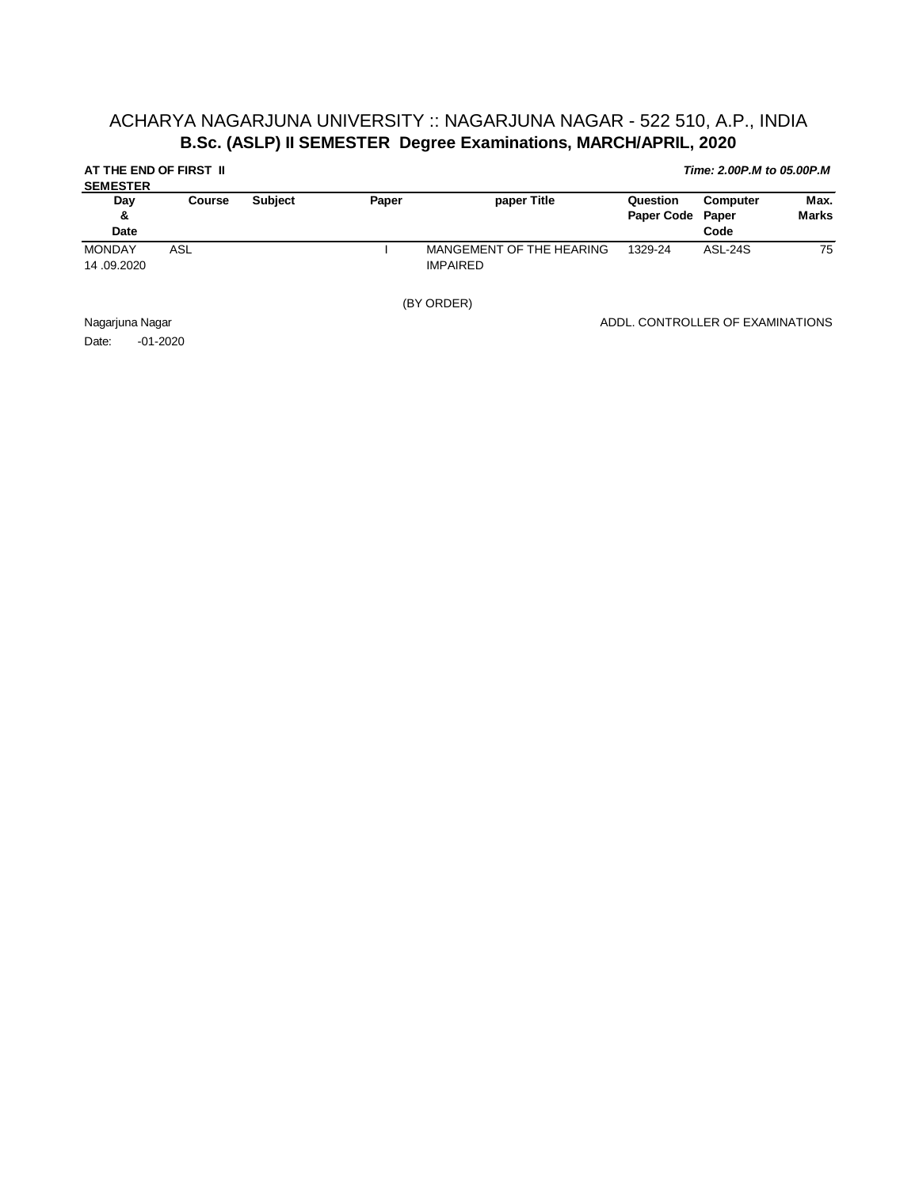# ACHARYA NAGARJUNA UNIVERSITY :: NAGARJUNA NAGAR - 522 510, A.P., INDIA

## B.Sc. (ASLP) II SEMESTER Degree Examinations, MARCH/APRIL, 2020

**AT THE END OF FIRST II SEMESTER**

***Time: 2.00P.M to 05.00P.M***

| Day & Date | Course | Subject | Paper | paper Title | Question Paper Code | Computer Paper Code | Max. Marks |
|---|---|---|---|---|---|---|---|
| MONDAY 14 .09.2020 | ASL | | I | MANGEMENT OF THE HEARING IMPAIRED | 1329-24 | ASL-24S | 75 |

(BY ORDER)

Nagarjuna Nagar

Date: -01-2020

ADDL. CONTROLLER OF EXAMINATIONS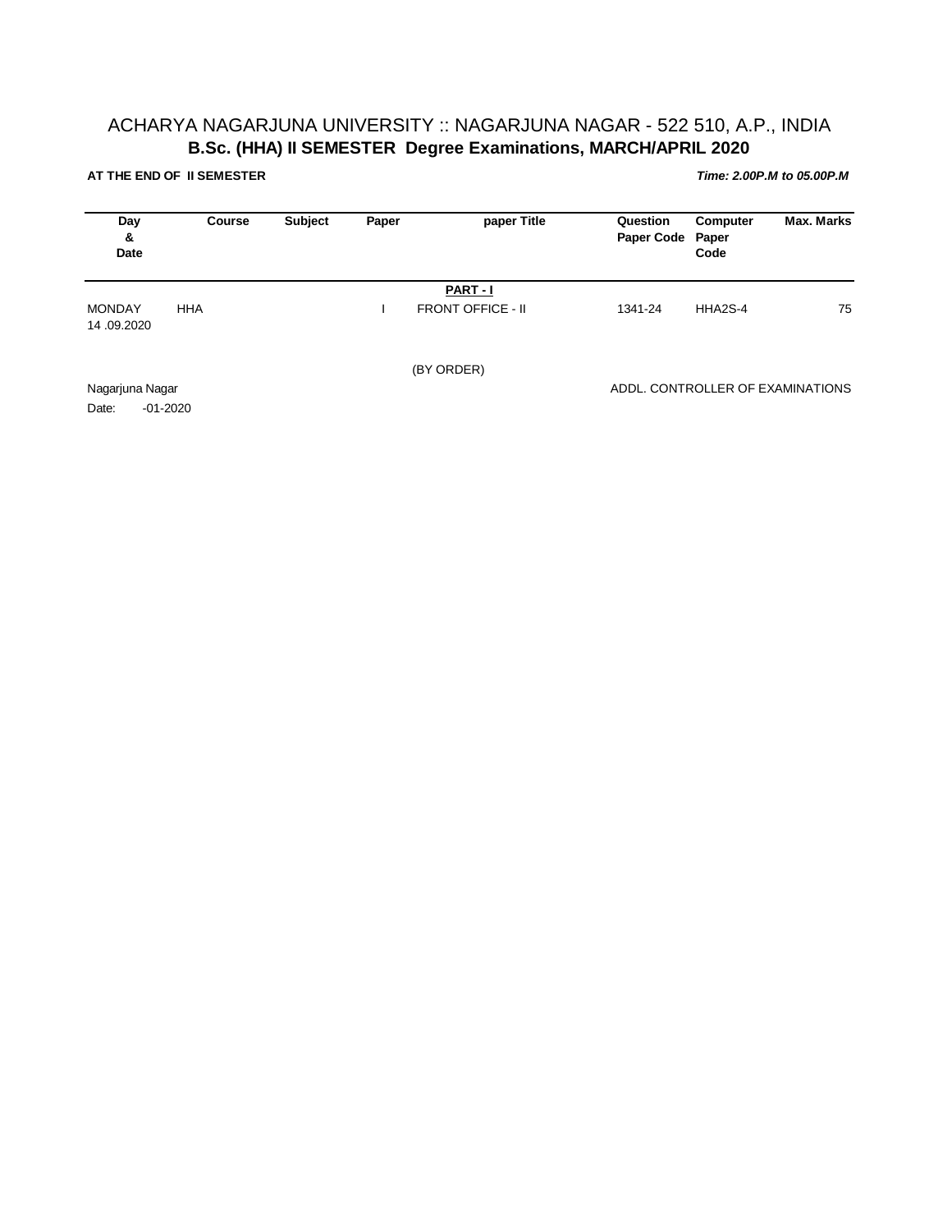# ACHARYA NAGARJUNA UNIVERSITY :: NAGARJUNA NAGAR - 522 510, A.P., INDIA

## B.Sc. (HHA) II SEMESTER Degree Examinations, MARCH/APRIL 2020

**AT THE END OF II SEMESTER** | ***Time: 2.00P.M to 05.00P.M***

| Day & Date | Course | Subject | Paper | paper Title | Question Paper Code | Computer Paper Code | Max. Marks |
|---|---|---|---|---|---|---|---|
| | | | | **PART - I** | | | |
| MONDAY 14 .09.2020 | HHA | | I | FRONT OFFICE - II | 1341-24 | HHA2S-4 | 75 |

(BY ORDER)

Nagarjuna Nagar

Date: -01-2020

ADDL. CONTROLLER OF EXAMINATIONS